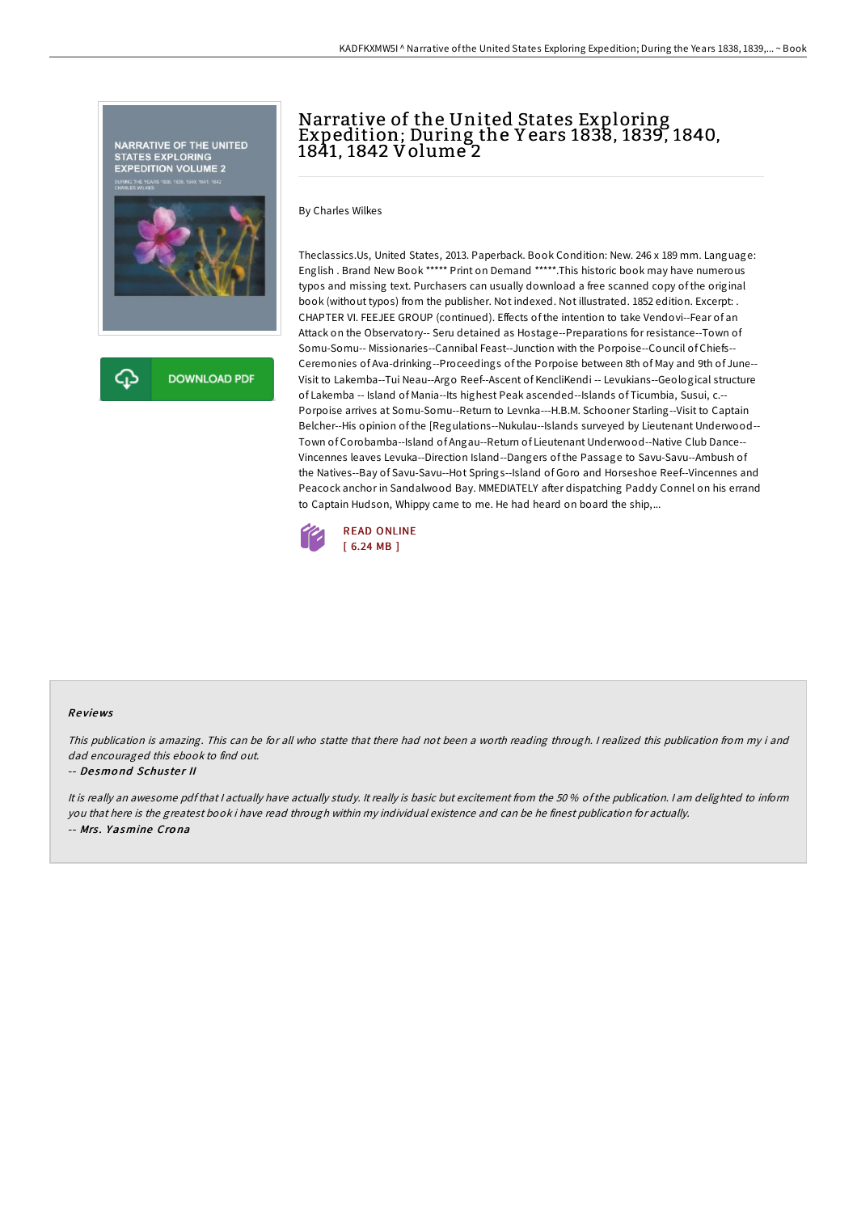# Narrative of the United States Exploring Expedition; During the Years 1838, 1839, 1840, 1841, 1842 Volume 2

By Charles Wilkes

Theclassics.Us, United States, 2013. Paperback. Book Condition: New. 246 x 189 mm. Language: English . Brand New Book ***** Print on Demand *****.This historic book may have numerous typos and missing text. Purchasers can usually download a free scanned copy of the original book (without typos) from the publisher. Not indexed. Not illustrated. 1852 edition. Excerpt: . CHAPTER VI. FEEJEE GROUP (continued). Effects of the intention to take Vendovi--Fear of an Attack on the Observatory-- Seru detained as Hostage--Preparations for resistance--Town of Somu-Somu-- Missionaries--Cannibal Feast--Junction with the Porpoise--Council of Chiefs--Ceremonies of Ava-drinking--Proceedings of the Porpoise between 8th of May and 9th of June--Visit to Lakemba--Tui Neau--Argo Reef--Ascent of KencliKendi -- Levukians--Geological structure of Lakemba -- Island of Mania--Its highest Peak ascended--Islands of Ticumbia, Susui, c.--Porpoise arrives at Somu-Somu--Return to Levnka---H.B.M. Schooner Starling--Visit to Captain Belcher--His opinion of the [Regulations--Nukulau--Islands surveyed by Lieutenant Underwood--Town of Corobamba--Island of Angau--Return of Lieutenant Underwood--Native Club Dance--Vincennes leaves Levuka--Direction Island--Dangers of the Passage to Savu-Savu--Ambush of the Natives--Bay of Savu-Savu--Hot Springs--Island of Goro and Horseshoe Reef--Vincennes and Peacock anchor in Sandalwood Bay. MMEDIATELY after dispatching Paddy Connel on his errand to Captain Hudson, Whippy came to me. He had heard on board the ship,...

READ ONLINE
[ 6.24 MB ]

## Reviews

*This publication is amazing. This can be for all who statte that there had not been a worth reading through. I realized this publication from my i and dad encouraged this ebook to find out.*

-- *Desmond Schuster II*

*It is really an awesome pdf that I actually have actually study. It really is basic but excitement from the 50 % of the publication. I am delighted to inform you that here is the greatest book i have read through within my individual existence and can be he finest publication for actually.*

-- *Mrs. Yasmine Crona*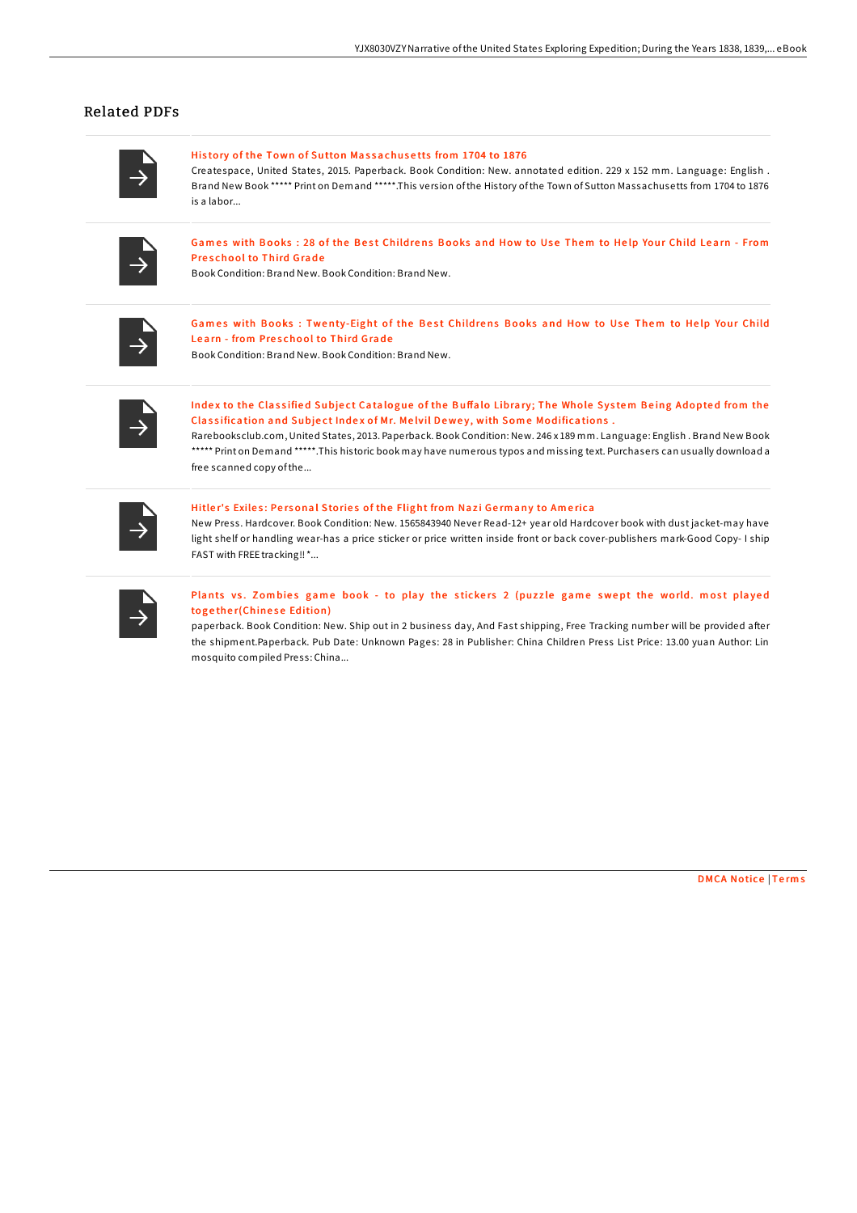## Related PDFs

**History of the Town of Sutton Massachusetts from 1704 to 1876**

Createspace, United States, 2015. Paperback. Book Condition: New. annotated edition. 229 x 152 mm. Language: English . Brand New Book ***** Print on Demand *****.This version of the History of the Town of Sutton Massachusetts from 1704 to 1876 is a labor...

**Games with Books : 28 of the Best Childrens Books and How to Use Them to Help Your Child Learn - From Preschool to Third Grade**

Book Condition: Brand New. Book Condition: Brand New.

**Games with Books : Twenty-Eight of the Best Childrens Books and How to Use Them to Help Your Child Learn - from Preschool to Third Grade**

Book Condition: Brand New. Book Condition: Brand New.

**Index to the Classified Subject Catalogue of the Buffalo Library; The Whole System Being Adopted from the Classification and Subject Index of Mr. Melvil Dewey, with Some Modifications .**

Rarebooksclub.com, United States, 2013. Paperback. Book Condition: New. 246 x 189 mm. Language: English . Brand New Book ***** Print on Demand *****.This historic book may have numerous typos and missing text. Purchasers can usually download a free scanned copy of the...

**Hitler's Exiles: Personal Stories of the Flight from Nazi Germany to America**

New Press. Hardcover. Book Condition: New. 1565843940 Never Read-12+ year old Hardcover book with dust jacket-may have light shelf or handling wear-has a price sticker or price written inside front or back cover-publishers mark-Good Copy- I ship FAST with FREE tracking!! *...

**Plants vs. Zombies game book - to play the stickers 2 (puzzle game swept the world. most played together(Chinese Edition)**

paperback. Book Condition: New. Ship out in 2 business day, And Fast shipping, Free Tracking number will be provided after the shipment.Paperback. Pub Date: Unknown Pages: 28 in Publisher: China Children Press List Price: 13.00 yuan Author: Lin mosquito compiled Press: China...

DMCA Notice | Terms